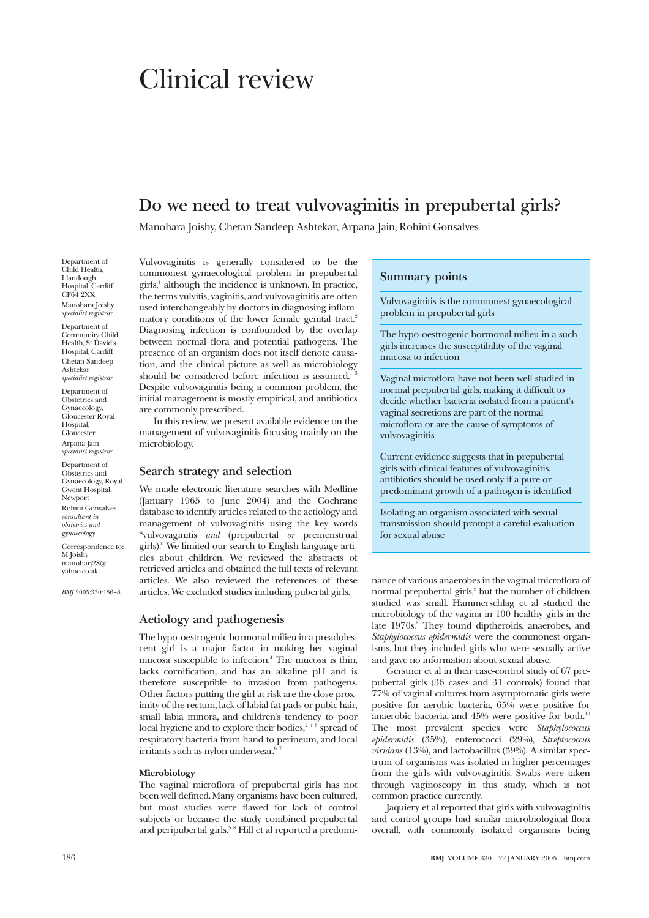# Clinical review

## Do we need to treat vulvovaginitis in prepubertal girls?

Manohara Joishy, Chetan Sandeep Ashtekar, Arpana Jain, Rohini Gonsalves

Department of Child Health, Llandough Hospital, Cardiff CF64 2XX
Manohara Joishy *specialist registrar*

Department of Community Child Health, St David's Hospital, Cardiff
Chetan Sandeep Ashtekar *specialist registrar*

Department of Obstetrics and Gynaecology, Gloucester Royal Hospital, Gloucester
Arpana Jain *specialist registrar*

Department of Obstetrics and Gynaecology, Royal Gwent Hospital, Newport
Rohini Gonsalves *consultant in obstetrics and gynaecology*

Correspondence to: M Joishy manoharj28@yahoo.co.uk

*BMJ* 2005;330:186–8

Vulvovaginitis is generally considered to be the commonest gynaecological problem in prepubertal girls,[1] although the incidence is unknown. In practice, the terms vulvitis, vaginitis, and vulvovaginitis are often used interchangeably by doctors in diagnosing inflammatory conditions of the lower female genital tract.[2] Diagnosing infection is confounded by the overlap between normal flora and potential pathogens. The presence of an organism does not itself denote causation, and the clinical picture as well as microbiology should be considered before infection is assumed.[1 3] Despite vulvovaginitis being a common problem, the initial management is mostly empirical, and antibiotics are commonly prescribed.

In this review, we present available evidence on the management of vulvovaginitis focusing mainly on the microbiology.

### Summary points

Vulvovaginitis is the commonest gynaecological problem in prepubertal girls

The hypo-oestrogenic hormonal milieu in a such girls increases the susceptibility of the vaginal mucosa to infection

Vaginal microflora have not been well studied in normal prepubertal girls, making it difficult to decide whether bacteria isolated from a patient's vaginal secretions are part of the normal microflora or are the cause of symptoms of vulvovaginitis

Current evidence suggests that in prepubertal girls with clinical features of vulvovaginitis, antibiotics should be used only if a pure or predominant growth of a pathogen is identified

Isolating an organism associated with sexual transmission should prompt a careful evaluation for sexual abuse

## Search strategy and selection

We made electronic literature searches with Medline (January 1965 to June 2004) and the Cochrane database to identify articles related to the aetiology and management of vulvovaginitis using the key words "vulvovaginitis *and* (prepubertal *or* premenstrual girls)." We limited our search to English language articles about children. We reviewed the abstracts of retrieved articles and obtained the full texts of relevant articles. We also reviewed the references of these articles. We excluded studies including pubertal girls.

## Aetiology and pathogenesis

The hypo-oestrogenic hormonal milieu in a preadolescent girl is a major factor in making her vaginal mucosa susceptible to infection.[4] The mucosa is thin, lacks cornification, and has an alkaline pH and is therefore susceptible to invasion from pathogens. Other factors putting the girl at risk are the close proximity of the rectum, lack of labial fat pads or pubic hair, small labia minora, and children's tendency to poor local hygiene and to explore their bodies,[2 4 5] spread of respiratory bacteria from hand to perineum, and local irritants such as nylon underwear.[6 7]

### Microbiology

The vaginal microflora of prepubertal girls has not been well defined. Many organisms have been cultured, but most studies were flawed for lack of control subjects or because the study combined prepubertal and peripubertal girls.[5 8] Hill et al reported a predominance of various anaerobes in the vaginal microflora of normal prepubertal girls,[9] but the number of children studied was small. Hammerschlag et al studied the microbiology of the vagina in 100 healthy girls in the late 1970s.[8] They found diptheroids, anaerobes, and *Staphylococcus epidermidis* were the commonest organisms, but they included girls who were sexually active and gave no information about sexual abuse.

Gerstner et al in their case-control study of 67 prepubertal girls (36 cases and 31 controls) found that 77% of vaginal cultures from asymptomatic girls were positive for aerobic bacteria, 65% were positive for anaerobic bacteria, and 45% were positive for both.[10] The most prevalent species were *Staphylococcus epidermidis* (35%), enterococci (29%), *Streptococcus viridans* (13%), and lactobacillus (39%). A similar spectrum of organisms was isolated in higher percentages from the girls with vulvovaginitis. Swabs were taken through vaginoscopy in this study, which is not common practice currently.

Jaquiery et al reported that girls with vulvovaginitis and control groups had similar microbiological flora overall, with commonly isolated organisms being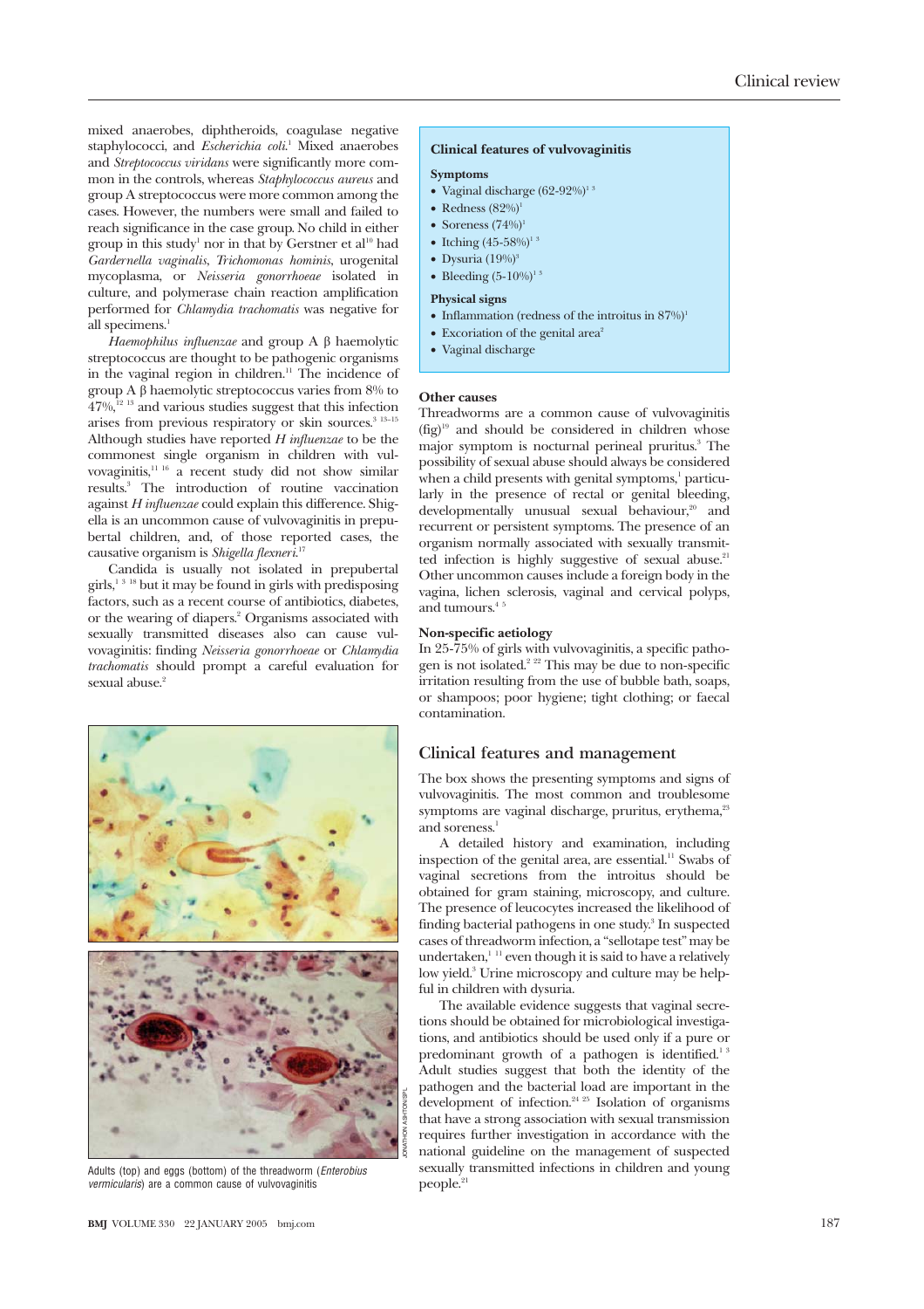mixed anaerobes, diphtheroids, coagulase negative staphylococci, and *Escherichia coli*.[1] Mixed anaerobes and *Streptococcus viridans* were significantly more common in the controls, whereas *Staphylococcus aureus* and group A streptococcus were more common among the cases. However, the numbers were small and failed to reach significance in the case group. No child in either group in this study[1] nor in that by Gerstner et al[10] had *Gardernella vaginalis*, *Trichomonas hominis*, urogenital mycoplasma, or *Neisseria gonorrhoeae* isolated in culture, and polymerase chain reaction amplification performed for *Chlamydia trachomatis* was negative for all specimens.[1]

*Haemophilus influenzae* and group A β haemolytic streptococcus are thought to be pathogenic organisms in the vaginal region in children.[11] The incidence of group A β haemolytic streptococcus varies from 8% to 47%,[12 13] and various studies suggest that this infection arises from previous respiratory or skin sources.[3 13-15] Although studies have reported *H influenzae* to be the commonest single organism in children with vulvovaginitis,[11 16] a recent study did not show similar results.[3] The introduction of routine vaccination against *H influenzae* could explain this difference. Shigella is an uncommon cause of vulvovaginitis in prepubertal children, and, of those reported cases, the causative organism is *Shigella flexneri*.[17]

Candida is usually not isolated in prepubertal girls,[1 3 18] but it may be found in girls with predisposing factors, such as a recent course of antibiotics, diabetes, or the wearing of diapers.[2] Organisms associated with sexually transmitted diseases also can cause vulvovaginitis: finding *Neisseria gonorrhoeae* or *Chlamydia trachomatis* should prompt a careful evaluation for sexual abuse.[2]

Adults (top) and eggs (bottom) of the threadworm (*Enterobius vermicularis*) are a common cause of vulvovaginitis

### Clinical features of vulvovaginitis

**Symptoms**

- Vaginal discharge (62-92%)[1 3]
- Redness (82%)[1]
- Soreness (74%)[1]
- Itching (45-58%)[1 3]
- Dysuria (19%)[3]
- Bleeding (5-10%)[1 3]

**Physical signs**

- Inflammation (redness of the introitus in 87%)[1]
- Excoriation of the genital area[2]
- Vaginal discharge

### Other causes

Threadworms are a common cause of vulvovaginitis (fig)[19] and should be considered in children whose major symptom is nocturnal perineal pruritus.[3] The possibility of sexual abuse should always be considered when a child presents with genital symptoms,[1] particularly in the presence of rectal or genital bleeding, developmentally unusual sexual behaviour,[20] and recurrent or persistent symptoms. The presence of an organism normally associated with sexually transmitted infection is highly suggestive of sexual abuse.[21] Other uncommon causes include a foreign body in the vagina, lichen sclerosis, vaginal and cervical polyps, and tumours.[4 5]

### Non-specific aetiology

In 25-75% of girls with vulvovaginitis, a specific pathogen is not isolated.[2 22] This may be due to non-specific irritation resulting from the use of bubble bath, soaps, or shampoos; poor hygiene; tight clothing; or faecal contamination.

## Clinical features and management

The box shows the presenting symptoms and signs of vulvovaginitis. The most common and troublesome symptoms are vaginal discharge, pruritus, erythema,[23] and soreness.[1]

A detailed history and examination, including inspection of the genital area, are essential.[11] Swabs of vaginal secretions from the introitus should be obtained for gram staining, microscopy, and culture. The presence of leucocytes increased the likelihood of finding bacterial pathogens in one study.[3] In suspected cases of threadworm infection, a "sellotape test" may be undertaken,[1 11] even though it is said to have a relatively low yield.[3] Urine microscopy and culture may be helpful in children with dysuria.

The available evidence suggests that vaginal secretions should be obtained for microbiological investigations, and antibiotics should be used only if a pure or predominant growth of a pathogen is identified.[1 3] Adult studies suggest that both the identity of the pathogen and the bacterial load are important in the development of infection.[24 25] Isolation of organisms that have a strong association with sexual transmission requires further investigation in accordance with the national guideline on the management of suspected sexually transmitted infections in children and young people.[21]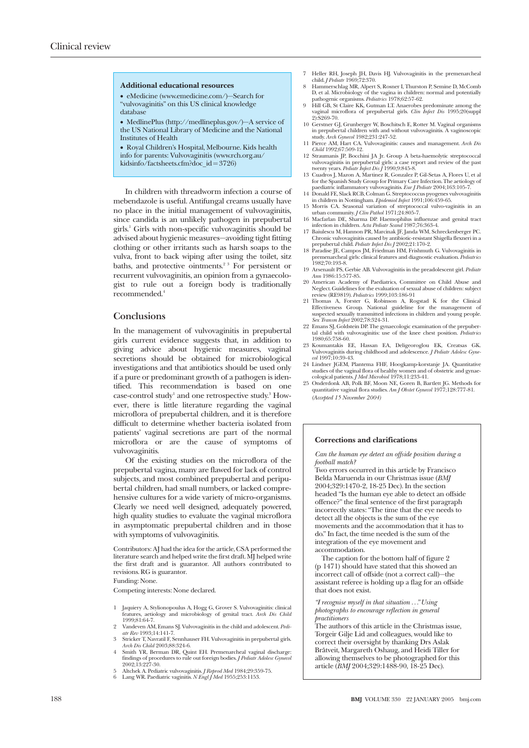### Additional educational resources

- eMedicine (www.emedicine.com/)—Search for "vulvovaginitis" on this US clinical knowledge database
- MedlinePlus (http://medlineplus.gov/)—A service of the US National Library of Medicine and the National Institutes of Health
- Royal Children's Hospital, Melbourne. Kids health info for parents: Vulvovaginitis (www.rch.org.au/kidsinfo/factsheets.cfm?doc_id=3726)

In children with threadworm infection a course of mebendazole is useful. Antifungal creams usually have no place in the initial management of vulvovaginitis, since candida is an unlikely pathogen in prepubertal girls.[1] Girls with non-specific vulvovaginitis should be advised about hygienic measures—avoiding tight fitting clothing or other irritants such as harsh soaps to the vulva, front to back wiping after using the toilet, sitz baths, and protective ointments.[2 3] For persistent or recurrent vulvovaginitis, an opinion from a gynaecologist to rule out a foreign body is traditionally recommended.[4]

## Conclusions

In the management of vulvovaginitis in prepubertal girls current evidence suggests that, in addition to giving advice about hygienic measures, vaginal secretions should be obtained for microbiological investigations and that antibiotics should be used only if a pure or predominant growth of a pathogen is identified. This recommendation is based on one case-control study[1] and one retrospective study.[3] However, there is little literature regarding the vaginal microflora of prepubertal children, and it is therefore difficult to determine whether bacteria isolated from patients' vaginal secretions are part of the normal microflora or are the cause of symptoms of vulvovaginitis.

Of the existing studies on the microflora of the prepubertal vagina, many are flawed for lack of control subjects, and most combined prepubertal and peripubertal children, had small numbers, or lacked comprehensive cultures for a wide variety of micro-organisms. Clearly we need well designed, adequately powered, high quality studies to evaluate the vaginal microflora in asymptomatic prepubertal children and in those with symptoms of vulvovaginitis.

Contributors: AJ had the idea for the article, CSA performed the literature search and helped write the first draft. MJ helped write the first draft and is guarantor. All authors contributed to revisions. RG is guarantor.

Funding: None.

Competing interests: None declared.

1. Jaquiery A, Stylionopoulus A, Hogg G, Grover S. Vulvovaginitis: clinical features, aetiology and microbiology of genital tract. *Arch Dis Child* 1999;81:64-7.
2. Vandeven AM, Emans SJ. Vulvovaginitis in the child and adolescent. *Pediatr Rev* 1993;14:141-7.
3. Stricker T, Navratil F, Sennhauser FH. Vulvovaginitis in prepubertal girls. *Arch Dis Child* 2003;88:324-6.
4. Smith YR, Berman DR, Quint EH. Premenarcheal vaginal discharge: findings of procedures to rule out foreign bodies. *J Pediatr Adolesc Gynecol* 2002;13:227-30.
5. Altchek A. Pediatric vulvovaginitis. *J Reprod Med* 1984;29:359-75.
6. Lang WR. Paediatric vaginitis. *N Engl J Med* 1955;253:1153.
7. Heller RH, Joseph JH, Davis HJ. Vulvovaginitis in the premenarcheal child. *J Pediatr* 1969;72:370.
8. Hammerschlag MR, Alpert S, Rosner I, Thurston P, Semine D, McComb D, et al. Microbiology of the vagina in children: normal and potentially pathogenic organisms. *Pediatrics* 1978;62:57-62.
9. Hill GB, St Claire KK, Gutman LT. Anaerobes predominate among the vaginal microflora of prepubertal girls. *Clin Infect Dis* 1995;20(suppl 2):S269-70.
10. Gerstner GJ, Grunberger W, Boschitsch E, Rotter M. Vaginal organisms in prepubertal children with and without vulvovaginitis. A vaginoscopic study. *Arch Gynecol* 1982;231:247-52.
11. Pierce AM, Hart CA. Vulvovaginitis: causes and management. *Arch Dis Child* 1992;67:509-12.
12. Straumanis JP, Bocchini JA Jr. Group A beta-haemolytic streptococcal vulvovaginitis in prepubertal girls: a case report and review of the past twenty years. *Pediatr Infect Dis J* 1990;9:845-8.
13. Cuadros J, Mazon A, Martinez R, Gonzalez P, Gil-Setas A, Flores U, et al for the Spanish Study Group for Primary Care Infection. The aetiology of paediatric inflammatory vulvovaginitis. *Eur J Pediatr* 2004;163:105-7.
14. Donald FE, Slack RCB, Colman G. Streptococcus pyogenes vulvovaginitis in children in Nottingham. *Epidemiol Infect* 1991;106:459-65.
15. Morris CA. Seasonal variation of streptococcal vulvo-vaginitis in an urban community. *J Clin Pathol* 1971;24:805-7.
16. Macfarlan DE, Sharma DP. Haemophilus influenzae and genital tract infection in children. *Acta Pediatr Scand* 1987;76:363-4.
17. Baiulescu M, Hannon PR, Marcinak JF, Janda WM, Schreckenberger PC. Chronic vulvovaginitis caused by antibiotic-resistant Shigella flexneri in a prepubertal child. *Pediatr Infect Dis J* 2002;21:170-2.
18. Paradise JE, Campos JM, Friedman HM, Frishmuth G. Vulvovaginitis in premenarcheal girls: clinical features and diagnostic evaluation. *Pediatrics* 1982;70:193-8.
19. Arsenault PS, Gerbie AB. Vulvovaginitis in the preadolescent girl. *Pediatr Ann* 1986:15:577-85.
20. American Academy of Paediatrics, Committee on Child Abuse and Neglect. Guidelines for the evaluation of sexual abuse of children: subject review (RE9819). *Pediatrics* 1999;103:186-91
21. Thomas A, Forster G, Robinson A, Rogstad K for the Clinical Effectiveness Group. National guideline for the management of suspected sexually transmitted infections in children and young people. *Sex Transm Infect* 2002;78:324-31.
22. Emans SJ, Goldstein DP. The gynaecologic examination of the prepubertal child with vulvovaginitis: use of the knee chest position. *Pediatrics* 1980;65:758-60.
23. Koumantakis EE, Hassan EA, Deligeoroglou EK, Creatsas GK. Vulvovaginitis during childhood and adolescence. *J Pediatr Adolesc Gynecol* 1997;10:39-43.
24. Lindner JGEM, Plantema FHF, Hoogkamp-korstanje JA. Quantitative studies of the vaginal flora of healthy women and of obstetric and gynaecological patients. *J Med Microbiol* 1978;11:233-41.
25. Onderdonk AB, Polk BF, Moon NE, Goren B, Bartlett JG. Methods for quantitative vaginal flora studies. *Am J Obstet Gynecol* 1977;128:777-81.

*(Accepted 15 November 2004)*

### Corrections and clarifications

*Can the human eye detect an offside position during a football match?*
Two errors occurred in this article by Francisco Belda Maruenda in our Christmas issue (*BMJ* 2004;329:1470-2, 18-25 Dec). In the section headed "Is the human eye able to detect an offside offence?" the final sentence of the first paragraph incorrectly states: "The time that the eye needs to detect all the objects is the sum of the eye movements and the accommodation that it has to do." In fact, the time needed is the sum of the integration of the eye movement and accommodation.

The caption for the bottom half of figure 2 (p 1471) should have stated that this showed an incorrect call of offside (not a correct call)—the assistant referee is holding up a flag for an offside that does not exist.

*"I recognise myself in that situation …" Using photographs to encourage reflection in general practitioners*
The authors of this article in the Christmas issue, Torgeir Gilje Lid and colleagues, would like to correct their oversight by thanking Drs Aslak Bråtveit, Margareth Oshaug, and Heidi Tiller for allowing themselves to be photographed for this article (*BMJ* 2004;329:1488-90, 18-25 Dec).